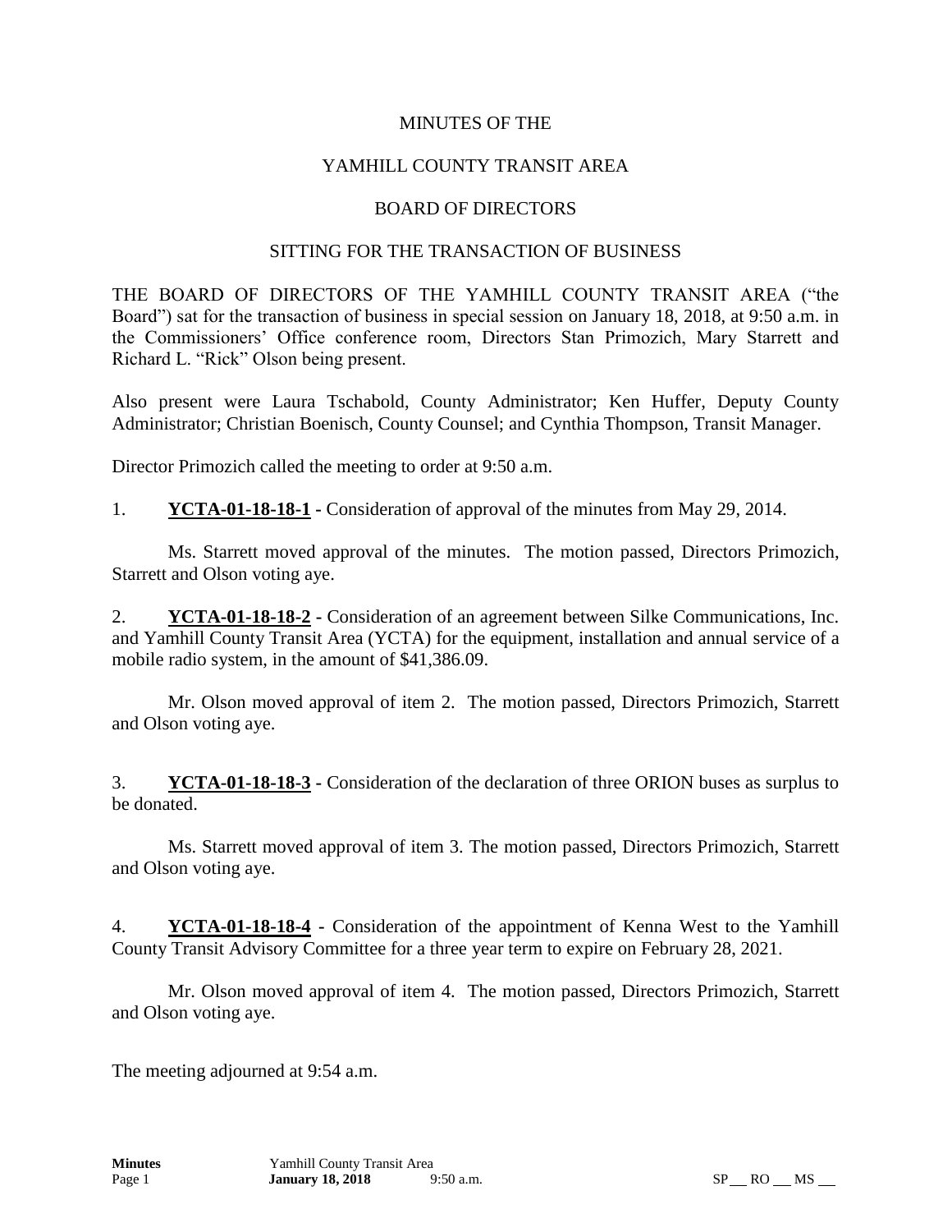MINUTES OF THE

YAMHILL COUNTY TRANSIT AREA

BOARD OF DIRECTORS

SITTING FOR THE TRANSACTION OF BUSINESS

THE BOARD OF DIRECTORS OF THE YAMHILL COUNTY TRANSIT AREA ("the Board") sat for the transaction of business in special session on January 18, 2018, at 9:50 a.m. in the Commissioners' Office conference room, Directors Stan Primozich, Mary Starrett and Richard L. "Rick" Olson being present.

Also present were Laura Tschabold, County Administrator; Ken Huffer, Deputy County Administrator; Christian Boenisch, County Counsel; and Cynthia Thompson, Transit Manager.

Director Primozich called the meeting to order at 9:50 a.m.

1. **YCTA-01-18-18-1 -** Consideration of approval of the minutes from May 29, 2014.

   Ms. Starrett moved approval of the minutes. The motion passed, Directors Primozich, Starrett and Olson voting aye.

2. **YCTA-01-18-18-2 -** Consideration of an agreement between Silke Communications, Inc. and Yamhill County Transit Area (YCTA) for the equipment, installation and annual service of a mobile radio system, in the amount of $41,386.09.

   Mr. Olson moved approval of item 2. The motion passed, Directors Primozich, Starrett and Olson voting aye.

3. **YCTA-01-18-18-3 -** Consideration of the declaration of three ORION buses as surplus to be donated.

   Ms. Starrett moved approval of item 3. The motion passed, Directors Primozich, Starrett and Olson voting aye.

4. **YCTA-01-18-18-4 -** Consideration of the appointment of Kenna West to the Yamhill County Transit Advisory Committee for a three year term to expire on February 28, 2021.

   Mr. Olson moved approval of item 4. The motion passed, Directors Primozich, Starrett and Olson voting aye.

The meeting adjourned at 9:54 a.m.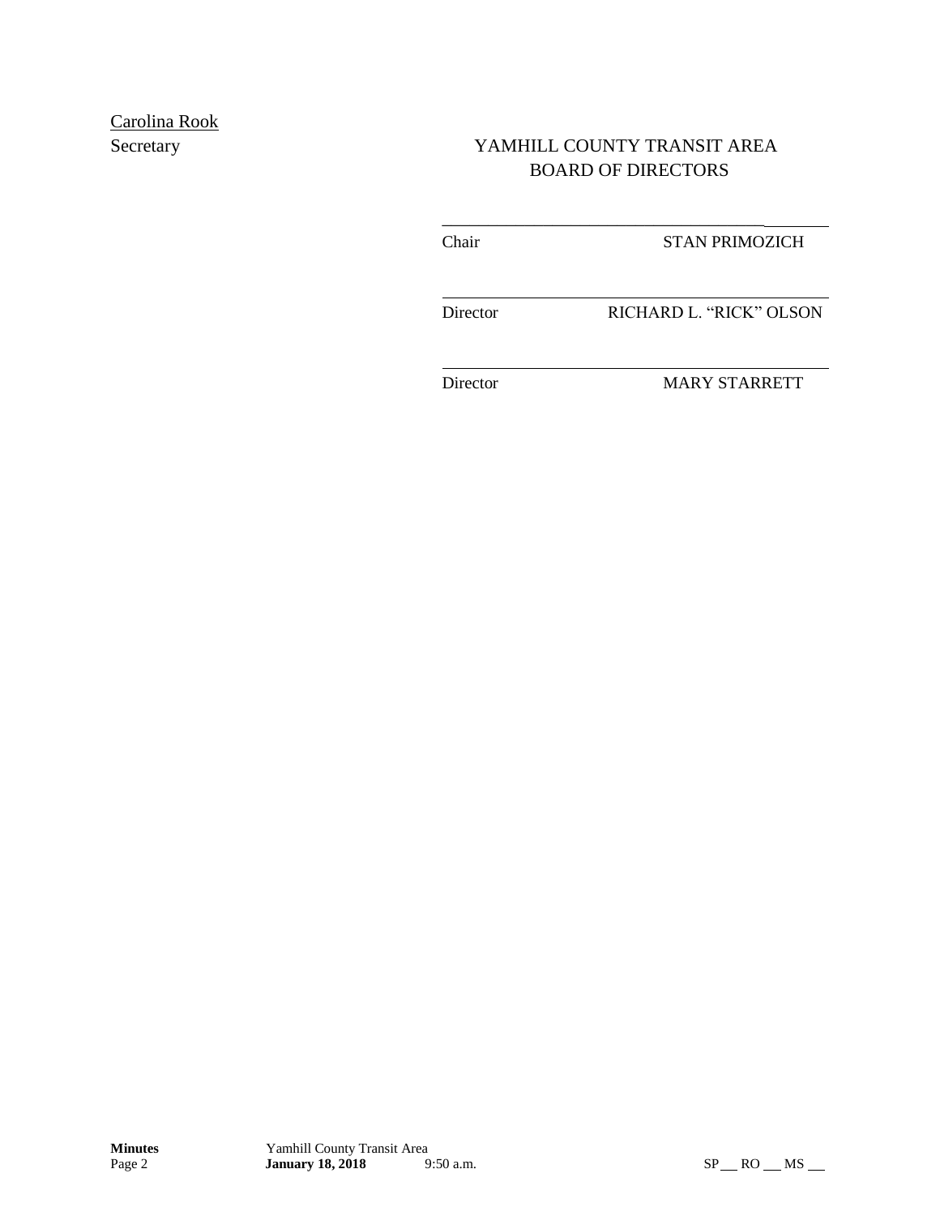Carolina Rook
Secretary

YAMHILL COUNTY TRANSIT AREA
BOARD OF DIRECTORS

\_\_\_\_\_\_\_\_\_\_\_\_\_\_\_\_\_\_\_\_\_\_\_\_\_\_\_\_\_\_\_\_\_\_\_\_\_\_\_\_

Chair STAN PRIMOZICH

\_\_\_\_\_\_\_\_\_\_\_\_\_\_\_\_\_\_\_\_\_\_\_\_\_\_\_\_\_\_\_\_\_\_\_\_\_\_\_\_

Director RICHARD L. "RICK" OLSON

\_\_\_\_\_\_\_\_\_\_\_\_\_\_\_\_\_\_\_\_\_\_\_\_\_\_\_\_\_\_\_\_\_\_\_\_\_\_\_\_

Director MARY STARRETT